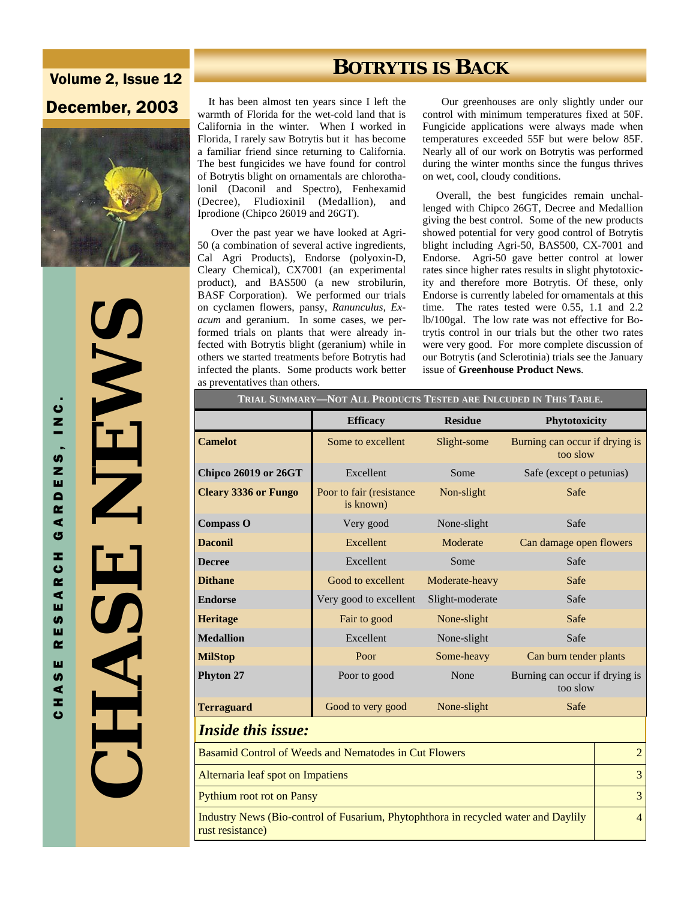Volume 2, Issue 12

December, 2003

# CHASE NEWS

CHASE RESEARCH GARDENS, INC.

## BOTRYTIS IS BACK

It has been almost ten years since I left the warmth of Florida for the wet-cold land that is California in the winter. When I worked in Florida, I rarely saw Botrytis but it has become a familiar friend since returning to California. The best fungicides we have found for control of Botrytis blight on ornamentals are chlorothalonil (Daconil and Spectro), Fenhexamid (Decree), Fludioxinil (Medallion), and Iprodione (Chipco 26019 and 26GT).

Over the past year we have looked at Agri-50 (a combination of several active ingredients, Cal Agri Products), Endorse (polyoxin-D, Cleary Chemical), CX7001 (an experimental product), and BAS500 (a new strobilurin, BASF Corporation). We performed our trials on cyclamen flowers, pansy, *Ranunculus*, *Exacum* and geranium. In some cases, we performed trials on plants that were already infected with Botrytis blight (geranium) while in others we started treatments before Botrytis had infected the plants. Some products work better as preventatives than others.

Our greenhouses are only slightly under our control with minimum temperatures fixed at 50F. Fungicide applications were always made when temperatures exceeded 55F but were below 85F. Nearly all of our work on Botrytis was performed during the winter months since the fungus thrives on wet, cool, cloudy conditions.

Overall, the best fungicides remain unchallenged with Chipco 26GT, Decree and Medallion giving the best control. Some of the new products showed potential for very good control of Botrytis blight including Agri-50, BAS500, CX-7001 and Endorse. Agri-50 gave better control at lower rates since higher rates results in slight phytotoxicity and therefore more Botrytis. Of these, only Endorse is currently labeled for ornamentals at this time. The rates tested were 0.55, 1.1 and 2.2 lb/100gal. The low rate was not effective for Botrytis control in our trials but the other two rates were very good. For more complete discussion of our Botrytis (and Sclerotinia) trials see the January issue of **Greenhouse Product News**.

**TRIAL SUMMARY—NOT ALL PRODUCTS TESTED ARE INLCUDED IN THIS TABLE.**

| | Efficacy | Residue | Phytotoxicity |
|---|---|---|---|
| **Camelot** | Some to excellent | Slight-some | Burning can occur if drying is too slow |
| **Chipco 26019 or 26GT** | Excellent | Some | Safe (except o petunias) |
| **Cleary 3336 or Fungo** | Poor to fair (resistance is known) | Non-slight | Safe |
| **Compass O** | Very good | None-slight | Safe |
| **Daconil** | Excellent | Moderate | Can damage open flowers |
| **Decree** | Excellent | Some | Safe |
| **Dithane** | Good to excellent | Moderate-heavy | Safe |
| **Endorse** | Very good to excellent | Slight-moderate | Safe |
| **Heritage** | Fair to good | None-slight | Safe |
| **Medallion** | Excellent | None-slight | Safe |
| **MilStop** | Poor | Some-heavy | Can burn tender plants |
| **Phyton 27** | Poor to good | None | Burning can occur if drying is too slow |
| **Terraguard** | Good to very good | None-slight | Safe |

### *Inside this issue:*

| | |
|---|---|
| Basamid Control of Weeds and Nematodes in Cut Flowers | 2 |
| Alternaria leaf spot on Impatiens | 3 |
| Pythium root rot on Pansy | 3 |
| Industry News (Bio-control of Fusarium, Phytophthora in recycled water and Daylily rust resistance) | 4 |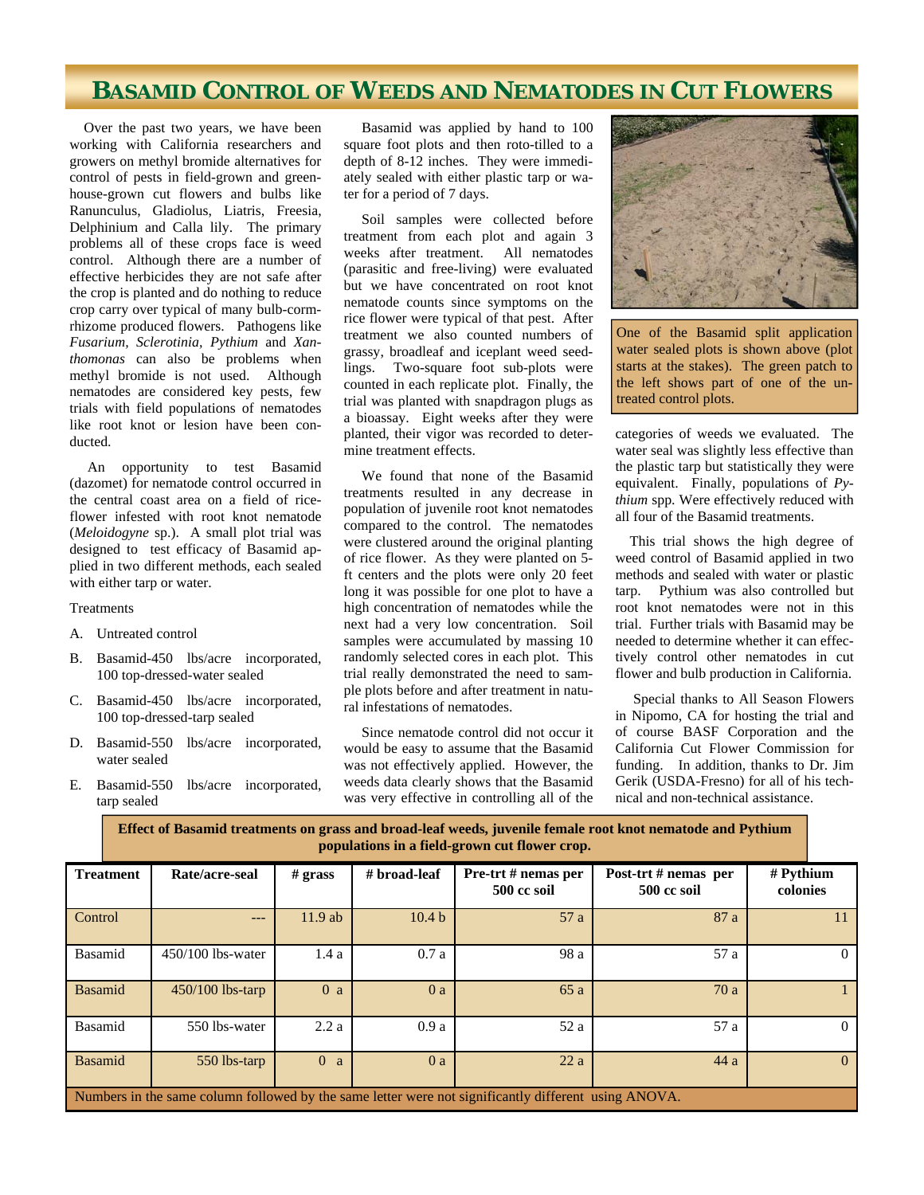## BASAMID CONTROL OF WEEDS AND NEMATODES IN CUT FLOWERS

Over the past two years, we have been working with California researchers and growers on methyl bromide alternatives for control of pests in field-grown and greenhouse-grown cut flowers and bulbs like Ranunculus, Gladiolus, Liatris, Freesia, Delphinium and Calla lily. The primary problems all of these crops face is weed control. Although there are a number of effective herbicides they are not safe after the crop is planted and do nothing to reduce crop carry over typical of many bulb-corm-rhizome produced flowers. Pathogens like *Fusarium, Sclerotinia, Pythium* and *Xanthomonas* can also be problems when methyl bromide is not used. Although nematodes are considered key pests, few trials with field populations of nematodes like root knot or lesion have been conducted.

An opportunity to test Basamid (dazomet) for nematode control occurred in the central coast area on a field of rice-flower infested with root knot nematode (*Meloidogyne* sp.). A small plot trial was designed to test efficacy of Basamid applied in two different methods, each sealed with either tarp or water.

Treatments

A. Untreated control
B. Basamid-450 lbs/acre incorporated, 100 top-dressed-water sealed
C. Basamid-450 lbs/acre incorporated, 100 top-dressed-tarp sealed
D. Basamid-550 lbs/acre incorporated, water sealed
E. Basamid-550 lbs/acre incorporated, tarp sealed

Basamid was applied by hand to 100 square foot plots and then roto-tilled to a depth of 8-12 inches. They were immediately sealed with either plastic tarp or water for a period of 7 days.

Soil samples were collected before treatment from each plot and again 3 weeks after treatment. All nematodes (parasitic and free-living) were evaluated but we have concentrated on root knot nematode counts since symptoms on the rice flower were typical of that pest. After treatment we also counted numbers of grassy, broadleaf and iceplant weed seedlings. Two-square foot sub-plots were counted in each replicate plot. Finally, the trial was planted with snapdragon plugs as a bioassay. Eight weeks after they were planted, their vigor was recorded to determine treatment effects.

We found that none of the Basamid treatments resulted in any decrease in population of juvenile root knot nematodes compared to the control. The nematodes were clustered around the original planting of rice flower. As they were planted on 5-ft centers and the plots were only 20 feet long it was possible for one plot to have a high concentration of nematodes while the next had a very low concentration. Soil samples were accumulated by massing 10 randomly selected cores in each plot. This trial really demonstrated the need to sample plots before and after treatment in natural infestations of nematodes.

Since nematode control did not occur it would be easy to assume that the Basamid was not effectively applied. However, the weeds data clearly shows that the Basamid was very effective in controlling all of the categories of weeds we evaluated. The water seal was slightly less effective than the plastic tarp but statistically they were equivalent. Finally, populations of *Pythium* spp. Were effectively reduced with all four of the Basamid treatments.

One of the Basamid split application water sealed plots is shown above (plot starts at the stakes). The green patch to the left shows part of one of the untreated control plots.

This trial shows the high degree of weed control of Basamid applied in two methods and sealed with water or plastic tarp. Pythium was also controlled but root knot nematodes were not in this trial. Further trials with Basamid may be needed to determine whether it can effectively control other nematodes in cut flower and bulb production in California.

Special thanks to All Season Flowers in Nipomo, CA for hosting the trial and of course BASF Corporation and the California Cut Flower Commission for funding. In addition, thanks to Dr. Jim Gerik (USDA-Fresno) for all of his technical and non-technical assistance.

**Effect of Basamid treatments on grass and broad-leaf weeds, juvenile female root knot nematode and Pythium populations in a field-grown cut flower crop.**

| Treatment | Rate/acre-seal | # grass | # broad-leaf | Pre-trt # nemas per 500 cc soil | Post-trt # nemas per 500 cc soil | # Pythium colonies |
|---|---|---|---|---|---|---|
| Control | --- | 11.9 ab | 10.4 b | 57 a | 87 a | 11 |
| Basamid | 450/100 lbs-water | 1.4 a | 0.7 a | 98 a | 57 a | 0 |
| Basamid | 450/100 lbs-tarp | 0 a | 0 a | 65 a | 70 a | 1 |
| Basamid | 550 lbs-water | 2.2 a | 0.9 a | 52 a | 57 a | 0 |
| Basamid | 550 lbs-tarp | 0 a | 0 a | 22 a | 44 a | 0 |

Numbers in the same column followed by the same letter were not significantly different using ANOVA.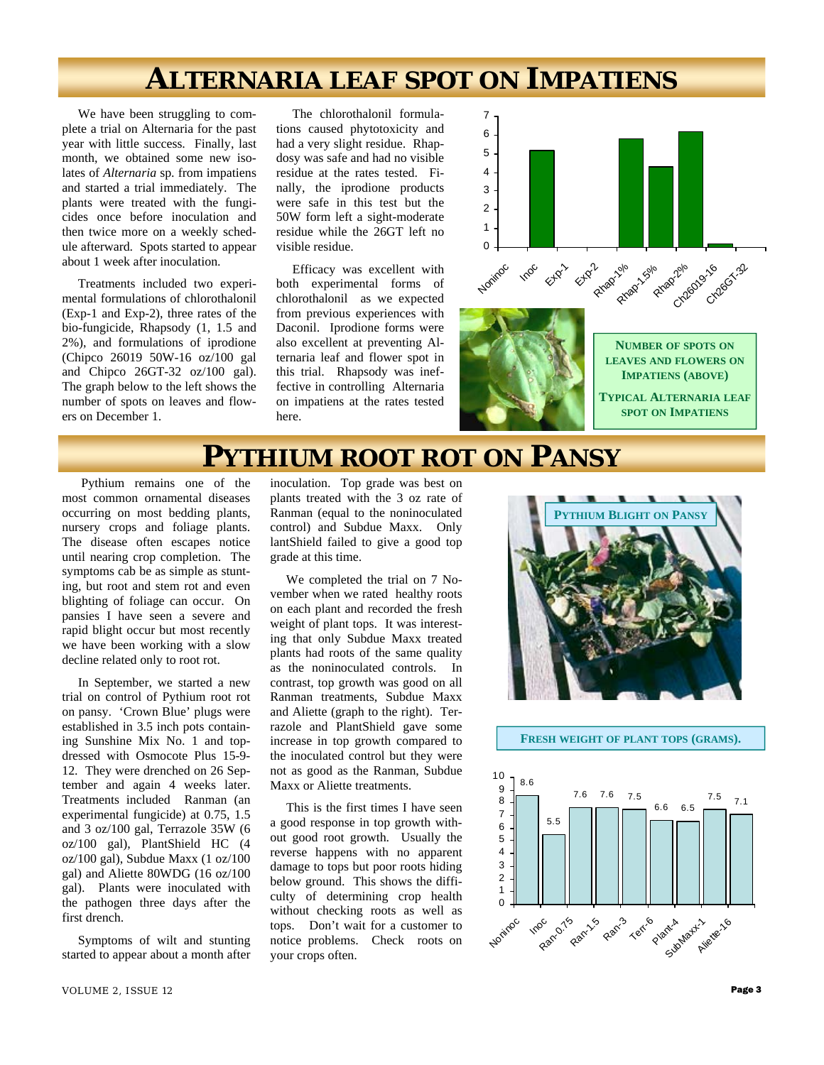# ALTERNARIA LEAF SPOT ON IMPATIENS

We have been struggling to complete a trial on Alternaria for the past year with little success. Finally, last month, we obtained some new isolates of *Alternaria* sp. from impatiens and started a trial immediately. The plants were treated with the fungicides once before inoculation and then twice more on a weekly schedule afterward. Spots started to appear about 1 week after inoculation.

Treatments included two experimental formulations of chlorothalonil (Exp-1 and Exp-2), three rates of the bio-fungicide, Rhapsody (1, 1.5 and 2%), and formulations of iprodione (Chipco 26019 50W-16 oz/100 gal and Chipco 26GT-32 oz/100 gal). The graph below to the left shows the number of spots on leaves and flowers on December 1.

The chlorothalonil formulations caused phytotoxicity and had a very slight residue. Rhapsody was safe and had no visible residue at the rates tested. Finally, the iprodione products were safe in this test but the 50W form left a sight-moderate residue while the 26GT left no visible residue.

Efficacy was excellent with both experimental forms of chlorothalonil as we expected from previous experiences with Daconil. Iprodione forms were also excellent at preventing Alternaria leaf and flower spot in this trial. Rhapsody was ineffective in controlling Alternaria on impatiens at the rates tested here.

0 1 2 3 4 5 6 7

Noninoc, Inoc, Exp-1, Exp-2, Rhap-1%, Rhap-1.5%, Rhap-2%, Ch26019-16, Ch26GT-32

**NUMBER OF SPOTS ON LEAVES AND FLOWERS ON IMPATIENS (ABOVE)**

**TYPICAL ALTERNARIA LEAF SPOT ON IMPATIENS**

# PYTHIUM ROOT ROT ON PANSY

Pythium remains one of the most common ornamental diseases occurring on most bedding plants, nursery crops and foliage plants. The disease often escapes notice until nearing crop completion. The symptoms cab be as simple as stunting, but root and stem rot and even blighting of foliage can occur. On pansies I have seen a severe and rapid blight occur but most recently we have been working with a slow decline related only to root rot.

In September, we started a new trial on control of Pythium root rot on pansy. 'Crown Blue' plugs were established in 3.5 inch pots containing Sunshine Mix No. 1 and top-dressed with Osmocote Plus 15-9-12. They were drenched on 26 September and again 4 weeks later. Treatments included Ranman (an experimental fungicide) at 0.75, 1.5 and 3 oz/100 gal, Terrazole 35W (6 oz/100 gal), PlantShield HC (4 oz/100 gal), Subdue Maxx (1 oz/100 gal) and Aliette 80WDG (16 oz/100 gal). Plants were inoculated with the pathogen three days after the first drench.

Symptoms of wilt and stunting started to appear about a month after inoculation. Top grade was best on plants treated with the 3 oz rate of Ranman (equal to the noninoculated control) and Subdue Maxx. Only lantShield failed to give a good top grade at this time.

We completed the trial on 7 November when we rated healthy roots on each plant and recorded the fresh weight of plant tops. It was interesting that only Subdue Maxx treated plants had roots of the same quality as the noninoculated controls. In contrast, top growth was good on all Ranman treatments, Subdue Maxx and Aliette (graph to the right). Terrazole and PlantShield gave some increase in top growth compared to the inoculated control but they were not as good as the Ranman, Subdue Maxx or Aliette treatments.

This is the first times I have seen a good response in top growth without good root growth. Usually the reverse happens with no apparent damage to tops but poor roots hiding below ground. This shows the difficulty of determining crop health without checking roots as well as tops. Don't wait for a customer to notice problems. Check roots on your crops often.

**PYTHIUM BLIGHT ON PANSY**

**FRESH WEIGHT OF PLANT TOPS (GRAMS).**

0 1 2 3 4 5 6 7 8 9 10

8.6, 5.5, 7.6, 7.6, 7.5, 6.6, 6.5, 7.5, 7.1

Noninoc, Inoc, Ran-0.75, Ran-1.5, Ran-3, Terr-6, Plant-4, SubMaxx-1, Aliette-16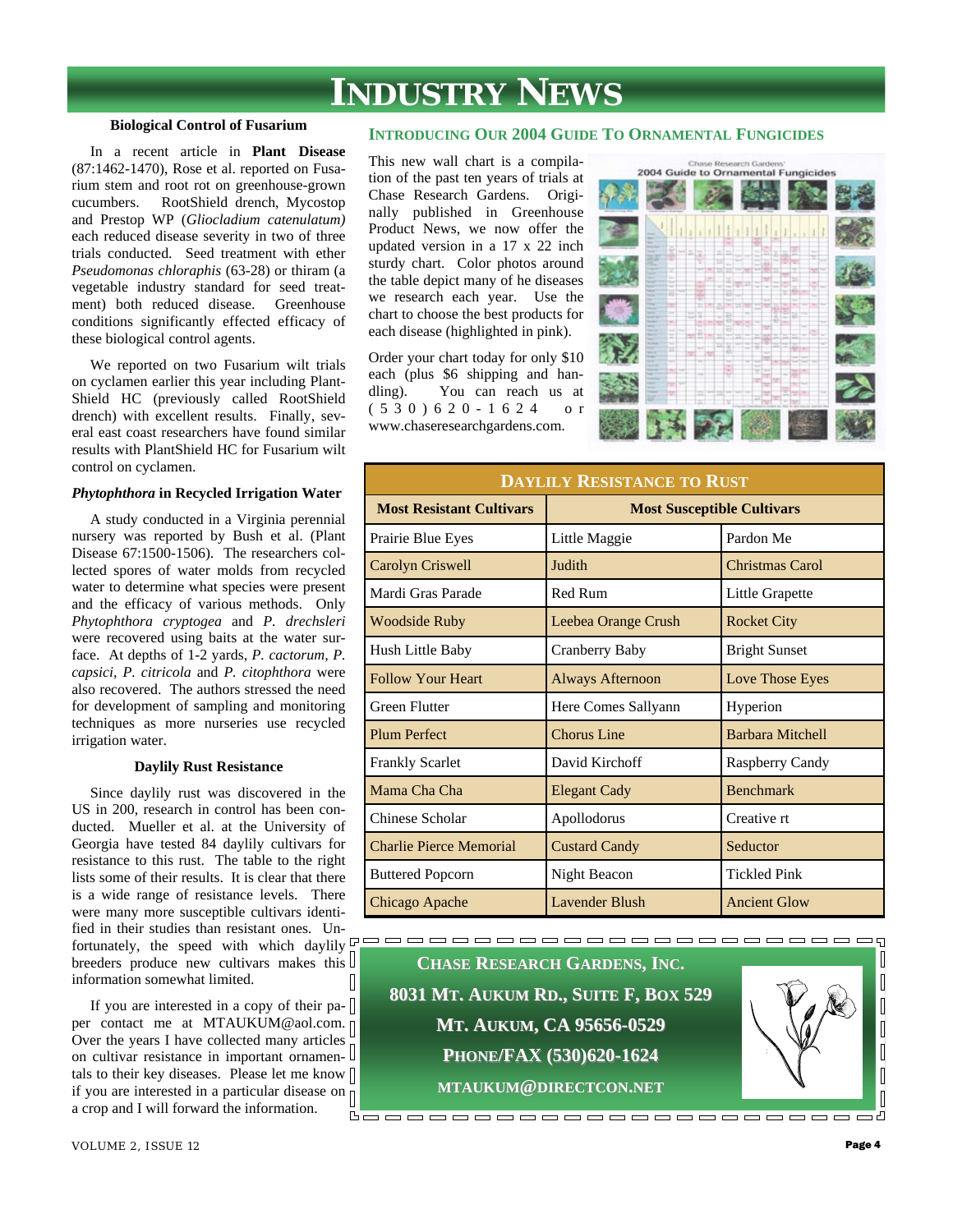# INDUSTRY NEWS

### Biological Control of Fusarium

In a recent article in **Plant Disease** (87:1462-1470), Rose et al. reported on Fusarium stem and root rot on greenhouse-grown cucumbers. RootShield drench, Mycostop and Prestop WP (*Gliocladium catenulatum)* each reduced disease severity in two of three trials conducted. Seed treatment with ether *Pseudomonas chloraphis* (63-28) or thiram (a vegetable industry standard for seed treatment) both reduced disease. Greenhouse conditions significantly effected efficacy of these biological control agents.

We reported on two Fusarium wilt trials on cyclamen earlier this year including PlantShield HC (previously called RootShield drench) with excellent results. Finally, several east coast researchers have found similar results with PlantShield HC for Fusarium wilt control on cyclamen.

### *Phytophthora* in Recycled Irrigation Water

A study conducted in a Virginia perennial nursery was reported by Bush et al. (Plant Disease 67:1500-1506). The researchers collected spores of water molds from recycled water to determine what species were present and the efficacy of various methods. Only *Phytophthora cryptogea* and *P. drechsleri* were recovered using baits at the water surface. At depths of 1-2 yards, *P. cactorum, P. capsici, P. citricola* and *P. citophthora* were also recovered. The authors stressed the need for development of sampling and monitoring techniques as more nurseries use recycled irrigation water.

### Daylily Rust Resistance

Since daylily rust was discovered in the US in 200, research in control has been conducted. Mueller et al. at the University of Georgia have tested 84 daylily cultivars for resistance to this rust. The table to the right lists some of their results. It is clear that there is a wide range of resistance levels. There were many more susceptible cultivars identified in their studies than resistant ones. Unfortunately, the speed with which daylily breeders produce new cultivars makes this information somewhat limited.

If you are interested in a copy of their paper contact me at MTAUKUM@aol.com. Over the years I have collected many articles on cultivar resistance in important ornamentals to their key diseases. Please let me know if you are interested in a particular disease on a crop and I will forward the information.

## INTRODUCING OUR 2004 GUIDE TO ORNAMENTAL FUNGICIDES

This new wall chart is a compilation of the past ten years of trials at Chase Research Gardens. Originally published in Greenhouse Product News, we now offer the updated version in a 17 x 22 inch sturdy chart. Color photos around the table depict many of he diseases we research each year. Use the chart to choose the best products for each disease (highlighted in pink).

Order your chart today for only $10 each (plus $6 shipping and handling). You can reach us at (530)620-1624 or www.chaseresearchgardens.com.

Chase Research Gardens'
2004 Guide to Ornamental Fungicides

## DAYLILY RESISTANCE TO RUST

| Most Resistant Cultivars | Most Susceptible Cultivars | |
|---|---|---|
| Prairie Blue Eyes | Little Maggie | Pardon Me |
| Carolyn Criswell | Judith | Christmas Carol |
| Mardi Gras Parade | Red Rum | Little Grapette |
| Woodside Ruby | Leebea Orange Crush | Rocket City |
| Hush Little Baby | Cranberry Baby | Bright Sunset |
| Follow Your Heart | Always Afternoon | Love Those Eyes |
| Green Flutter | Here Comes Sallyann | Hyperion |
| Plum Perfect | Chorus Line | Barbara Mitchell |
| Frankly Scarlet | David Kirchoff | Raspberry Candy |
| Mama Cha Cha | Elegant Cady | Benchmark |
| Chinese Scholar | Apollodorus | Creative rt |
| Charlie Pierce Memorial | Custard Candy | Seductor |
| Buttered Popcorn | Night Beacon | Tickled Pink |
| Chicago Apache | Lavender Blush | Ancient Glow |

**CHASE RESEARCH GARDENS, INC.**
**8031 MT. AUKUM RD., SUITE F, BOX 529**
**MT. AUKUM, CA 95656-0529**
**PHONE/FAX (530)620-1624**
**MTAUKUM@DIRECTCON.NET**